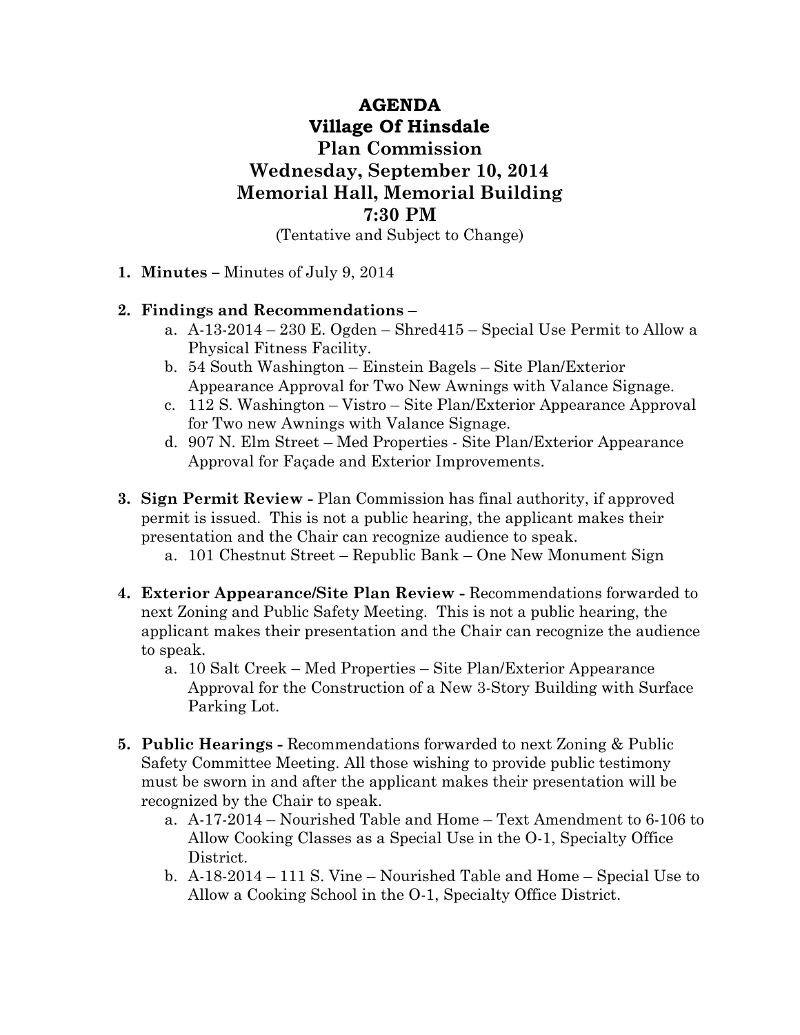# AGENDA
# Village Of Hinsdale
# Plan Commission
# Wednesday, September 10, 2014
# Memorial Hall, Memorial Building
# 7:30 PM

(Tentative and Subject to Change)

1. **Minutes –** Minutes of July 9, 2014

2. **Findings and Recommendations** –
   a. A-13-2014 – 230 E. Ogden – Shred415 – Special Use Permit to Allow a Physical Fitness Facility.
   b. 54 South Washington – Einstein Bagels – Site Plan/Exterior Appearance Approval for Two New Awnings with Valance Signage.
   c. 112 S. Washington – Vistro – Site Plan/Exterior Appearance Approval for Two new Awnings with Valance Signage.
   d. 907 N. Elm Street – Med Properties - Site Plan/Exterior Appearance Approval for Façade and Exterior Improvements.

3. **Sign Permit Review -** Plan Commission has final authority, if approved permit is issued. This is not a public hearing, the applicant makes their presentation and the Chair can recognize audience to speak.
   a. 101 Chestnut Street – Republic Bank – One New Monument Sign

4. **Exterior Appearance/Site Plan Review -** Recommendations forwarded to next Zoning and Public Safety Meeting. This is not a public hearing, the applicant makes their presentation and the Chair can recognize the audience to speak.
   a. 10 Salt Creek – Med Properties – Site Plan/Exterior Appearance Approval for the Construction of a New 3-Story Building with Surface Parking Lot.

5. **Public Hearings -** Recommendations forwarded to next Zoning & Public Safety Committee Meeting. All those wishing to provide public testimony must be sworn in and after the applicant makes their presentation will be recognized by the Chair to speak.
   a. A-17-2014 – Nourished Table and Home – Text Amendment to 6-106 to Allow Cooking Classes as a Special Use in the O-1, Specialty Office District.
   b. A-18-2014 – 111 S. Vine – Nourished Table and Home – Special Use to Allow a Cooking School in the O-1, Specialty Office District.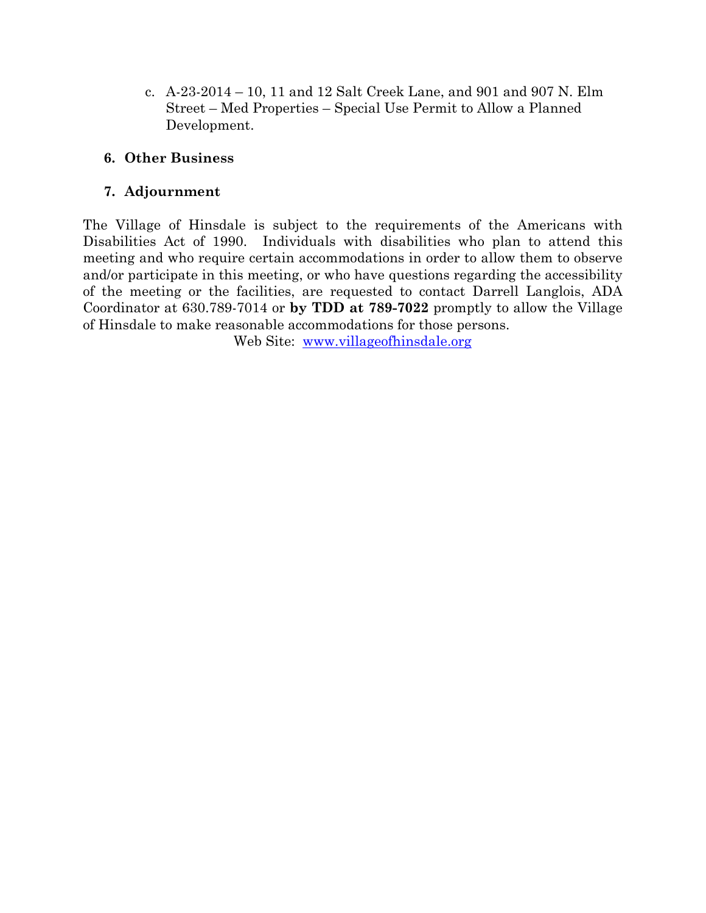c. A-23-2014 – 10, 11 and 12 Salt Creek Lane, and 901 and 907 N. Elm Street – Med Properties – Special Use Permit to Allow a Planned Development.

**6. Other Business**

**7. Adjournment**

The Village of Hinsdale is subject to the requirements of the Americans with Disabilities Act of 1990. Individuals with disabilities who plan to attend this meeting and who require certain accommodations in order to allow them to observe and/or participate in this meeting, or who have questions regarding the accessibility of the meeting or the facilities, are requested to contact Darrell Langlois, ADA Coordinator at 630.789-7014 or **by TDD at 789-7022** promptly to allow the Village of Hinsdale to make reasonable accommodations for those persons.

Web Site: www.villageofhinsdale.org